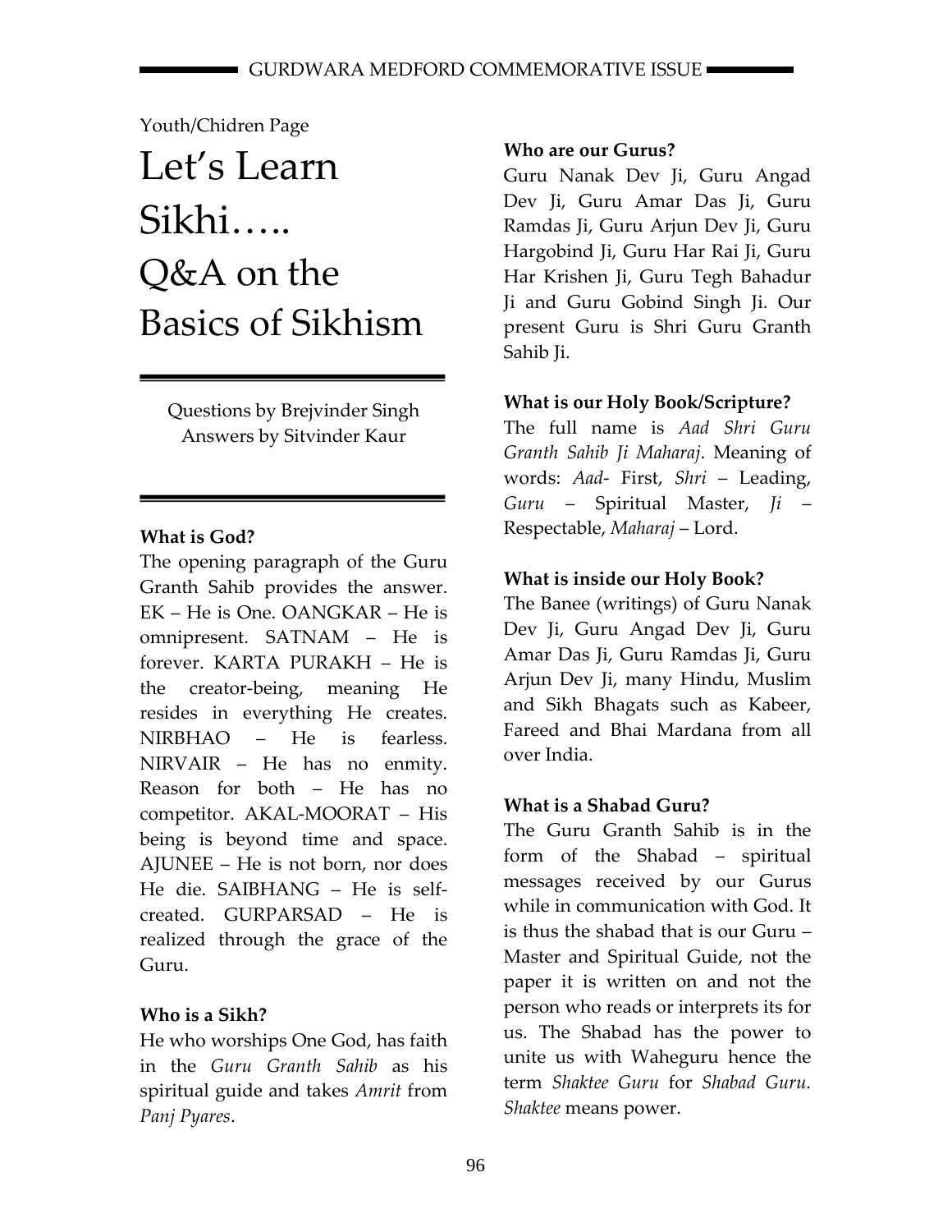Youth/Chidren Page

# Let's Learn Sikhi….. Q&A on the Basics of Sikhism

Questions by Brejvinder Singh
Answers by Sitvinder Kaur

**What is God?**

The opening paragraph of the Guru Granth Sahib provides the answer. EK – He is One. OANGKAR – He is omnipresent. SATNAM – He is forever. KARTA PURAKH – He is the creator-being, meaning He resides in everything He creates. NIRBHAO – He is fearless. NIRVAIR – He has no enmity. Reason for both – He has no competitor. AKAL-MOORAT – His being is beyond time and space. AJUNEE – He is not born, nor does He die. SAIBHANG – He is self-created. GURPARSAD – He is realized through the grace of the Guru.

**Who is a Sikh?**

He who worships One God, has faith in the *Guru Granth Sahib* as his spiritual guide and takes *Amrit* from *Panj Pyares*.

**Who are our Gurus?**

Guru Nanak Dev Ji, Guru Angad Dev Ji, Guru Amar Das Ji, Guru Ramdas Ji, Guru Arjun Dev Ji, Guru Hargobind Ji, Guru Har Rai Ji, Guru Har Krishen Ji, Guru Tegh Bahadur Ji and Guru Gobind Singh Ji. Our present Guru is Shri Guru Granth Sahib Ji.

**What is our Holy Book/Scripture?**

The full name is *Aad Shri Guru Granth Sahib Ji Maharaj*. Meaning of words: *Aad*- First, *Shri* – Leading, *Guru* – Spiritual Master, *Ji* – Respectable, *Maharaj* – Lord.

**What is inside our Holy Book?**

The Banee (writings) of Guru Nanak Dev Ji, Guru Angad Dev Ji, Guru Amar Das Ji, Guru Ramdas Ji, Guru Arjun Dev Ji, many Hindu, Muslim and Sikh Bhagats such as Kabeer, Fareed and Bhai Mardana from all over India.

**What is a Shabad Guru?**

The Guru Granth Sahib is in the form of the Shabad – spiritual messages received by our Gurus while in communication with God. It is thus the shabad that is our Guru – Master and Spiritual Guide, not the paper it is written on and not the person who reads or interprets its for us. The Shabad has the power to unite us with Waheguru hence the term *Shaktee Guru* for *Shabad Guru*. *Shaktee* means power.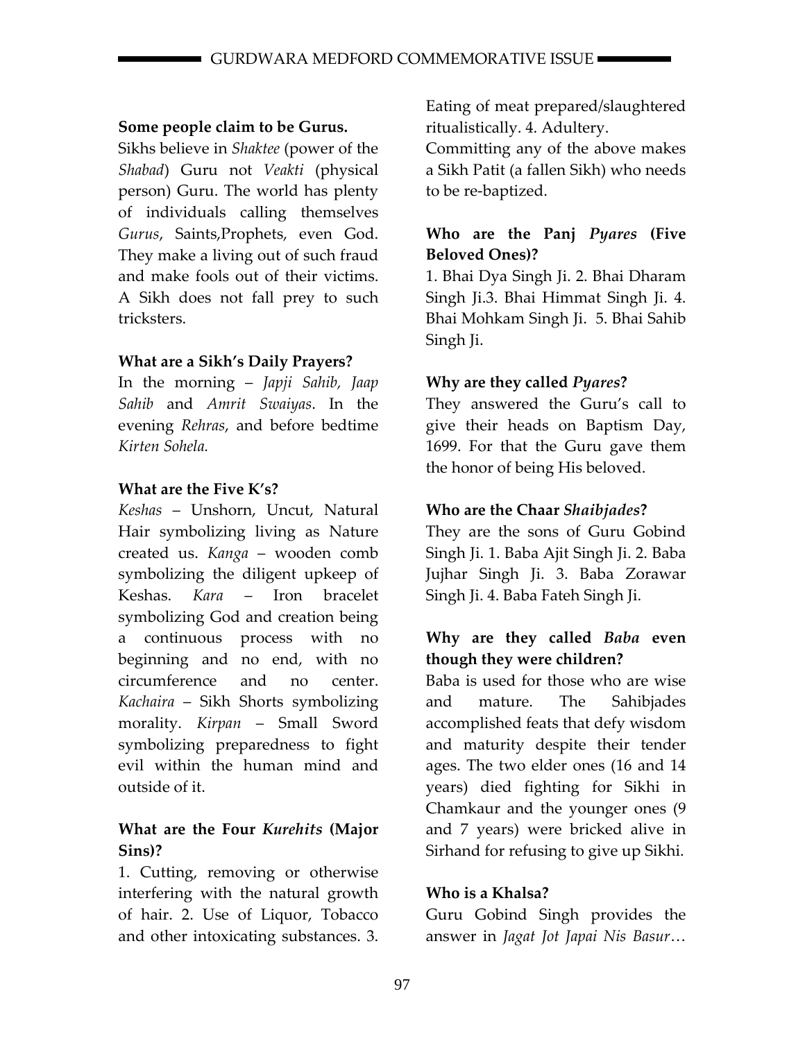**Some people claim to be Gurus.**

Sikhs believe in *Shaktee* (power of the *Shabad*) Guru not *Veakti* (physical person) Guru. The world has plenty of individuals calling themselves *Gurus*, Saints,Prophets, even God. They make a living out of such fraud and make fools out of their victims. A Sikh does not fall prey to such tricksters.

**What are a Sikh's Daily Prayers?**

In the morning – *Japji Sahib, Jaap Sahib* and *Amrit Swaiyas*. In the evening *Rehras*, and before bedtime *Kirten Sohela.*

**What are the Five K's?**

*Keshas* – Unshorn, Uncut, Natural Hair symbolizing living as Nature created us. *Kanga* – wooden comb symbolizing the diligent upkeep of Keshas. *Kara* – Iron bracelet symbolizing God and creation being a continuous process with no beginning and no end, with no circumference and no center. *Kachaira* – Sikh Shorts symbolizing morality. *Kirpan* – Small Sword symbolizing preparedness to fight evil within the human mind and outside of it.

**What are the Four *Kurehits* (Major Sins)?**

1. Cutting, removing or otherwise interfering with the natural growth of hair. 2. Use of Liquor, Tobacco and other intoxicating substances. 3. Eating of meat prepared/slaughtered ritualistically. 4. Adultery.

Committing any of the above makes a Sikh Patit (a fallen Sikh) who needs to be re-baptized.

**Who are the Panj *Pyares* (Five Beloved Ones)?**

1. Bhai Dya Singh Ji. 2. Bhai Dharam Singh Ji.3. Bhai Himmat Singh Ji. 4. Bhai Mohkam Singh Ji. 5. Bhai Sahib Singh Ji.

**Why are they called *Pyares*?**

They answered the Guru's call to give their heads on Baptism Day, 1699. For that the Guru gave them the honor of being His beloved.

**Who are the Chaar *Shaibjades*?**

They are the sons of Guru Gobind Singh Ji. 1. Baba Ajit Singh Ji. 2. Baba Jujhar Singh Ji. 3. Baba Zorawar Singh Ji. 4. Baba Fateh Singh Ji.

**Why are they called *Baba* even though they were children?**

Baba is used for those who are wise and mature. The Sahibjades accomplished feats that defy wisdom and maturity despite their tender ages. The two elder ones (16 and 14 years) died fighting for Sikhi in Chamkaur and the younger ones (9 and 7 years) were bricked alive in Sirhand for refusing to give up Sikhi.

**Who is a Khalsa?**

Guru Gobind Singh provides the answer in *Jagat Jot Japai Nis Basur*…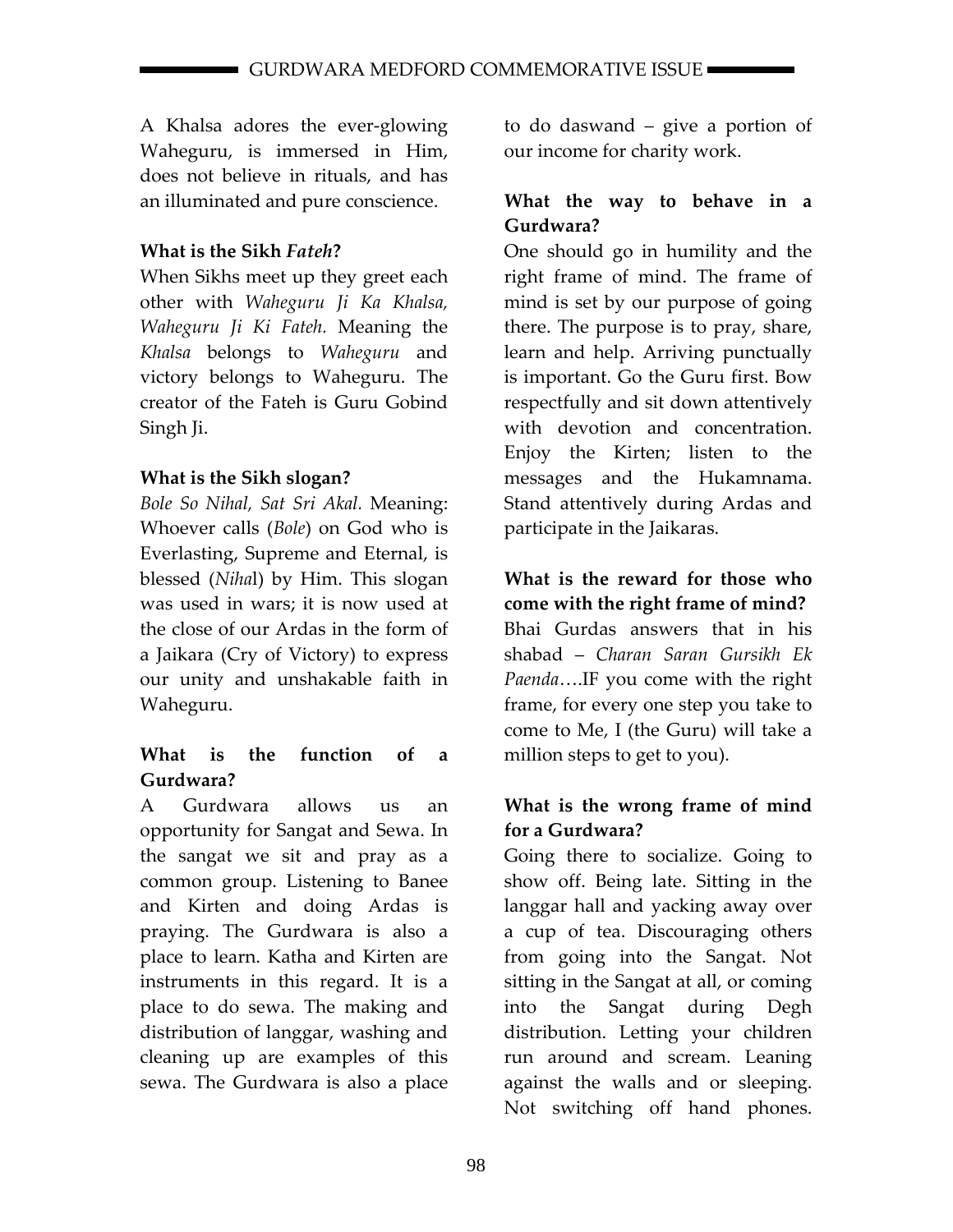A Khalsa adores the ever-glowing Waheguru, is immersed in Him, does not believe in rituals, and has an illuminated and pure conscience.

**What is the Sikh *Fateh*?**

When Sikhs meet up they greet each other with *Waheguru Ji Ka Khalsa, Waheguru Ji Ki Fateh.* Meaning the *Khalsa* belongs to *Waheguru* and victory belongs to Waheguru. The creator of the Fateh is Guru Gobind Singh Ji.

**What is the Sikh slogan?**

*Bole So Nihal, Sat Sri Akal.* Meaning: Whoever calls (*Bole*) on God who is Everlasting, Supreme and Eternal, is blessed (*Nihal*) by Him. This slogan was used in wars; it is now used at the close of our Ardas in the form of a Jaikara (Cry of Victory) to express our unity and unshakable faith in Waheguru.

**What is the function of a Gurdwara?**

A Gurdwara allows us an opportunity for Sangat and Sewa. In the sangat we sit and pray as a common group. Listening to Banee and Kirten and doing Ardas is praying. The Gurdwara is also a place to learn. Katha and Kirten are instruments in this regard. It is a place to do sewa. The making and distribution of langgar, washing and cleaning up are examples of this sewa. The Gurdwara is also a place to do daswand – give a portion of our income for charity work.

**What the way to behave in a Gurdwara?**

One should go in humility and the right frame of mind. The frame of mind is set by our purpose of going there. The purpose is to pray, share, learn and help. Arriving punctually is important. Go the Guru first. Bow respectfully and sit down attentively with devotion and concentration. Enjoy the Kirten; listen to the messages and the Hukamnama. Stand attentively during Ardas and participate in the Jaikaras.

**What is the reward for those who come with the right frame of mind?**

Bhai Gurdas answers that in his shabad – *Charan Saran Gursikh Ek Paenda*….IF you come with the right frame, for every one step you take to come to Me, I (the Guru) will take a million steps to get to you).

**What is the wrong frame of mind for a Gurdwara?**

Going there to socialize. Going to show off. Being late. Sitting in the langgar hall and yacking away over a cup of tea. Discouraging others from going into the Sangat. Not sitting in the Sangat at all, or coming into the Sangat during Degh distribution. Letting your children run around and scream. Leaning against the walls and or sleeping. Not switching off hand phones.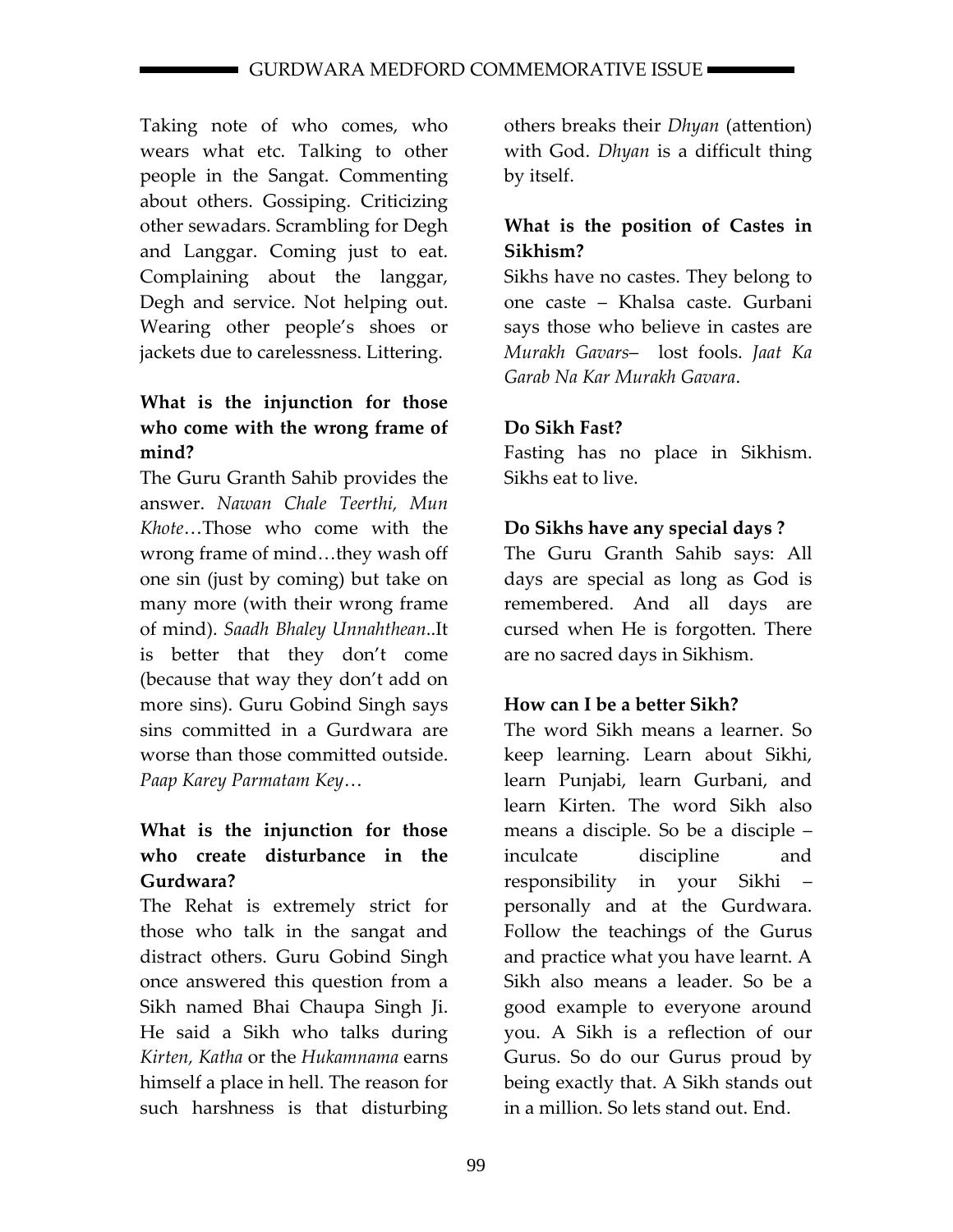Taking note of who comes, who wears what etc. Talking to other people in the Sangat. Commenting about others. Gossiping. Criticizing other sewadars. Scrambling for Degh and Langgar. Coming just to eat. Complaining about the langgar, Degh and service. Not helping out. Wearing other people's shoes or jackets due to carelessness. Littering.

**What is the injunction for those who come with the wrong frame of mind?**

The Guru Granth Sahib provides the answer. *Nawan Chale Teerthi, Mun Khote*…Those who come with the wrong frame of mind…they wash off one sin (just by coming) but take on many more (with their wrong frame of mind). *Saadh Bhaley Unnahthean*..It is better that they don't come (because that way they don't add on more sins). Guru Gobind Singh says sins committed in a Gurdwara are worse than those committed outside. *Paap Karey Parmatam Key*…

**What is the injunction for those who create disturbance in the Gurdwara?**

The Rehat is extremely strict for those who talk in the sangat and distract others. Guru Gobind Singh once answered this question from a Sikh named Bhai Chaupa Singh Ji. He said a Sikh who talks during *Kirten, Katha* or the *Hukamnama* earns himself a place in hell. The reason for such harshness is that disturbing others breaks their *Dhyan* (attention) with God. *Dhyan* is a difficult thing by itself.

**What is the position of Castes in Sikhism?**

Sikhs have no castes. They belong to one caste – Khalsa caste. Gurbani says those who believe in castes are *Murakh Gavars*– lost fools. *Jaat Ka Garab Na Kar Murakh Gavara*.

**Do Sikh Fast?**

Fasting has no place in Sikhism. Sikhs eat to live.

**Do Sikhs have any special days ?**

The Guru Granth Sahib says: All days are special as long as God is remembered. And all days are cursed when He is forgotten. There are no sacred days in Sikhism.

**How can I be a better Sikh?**

The word Sikh means a learner. So keep learning. Learn about Sikhi, learn Punjabi, learn Gurbani, and learn Kirten. The word Sikh also means a disciple. So be a disciple – inculcate discipline and responsibility in your Sikhi – personally and at the Gurdwara. Follow the teachings of the Gurus and practice what you have learnt. A Sikh also means a leader. So be a good example to everyone around you. A Sikh is a reflection of our Gurus. So do our Gurus proud by being exactly that. A Sikh stands out in a million. So lets stand out. End.